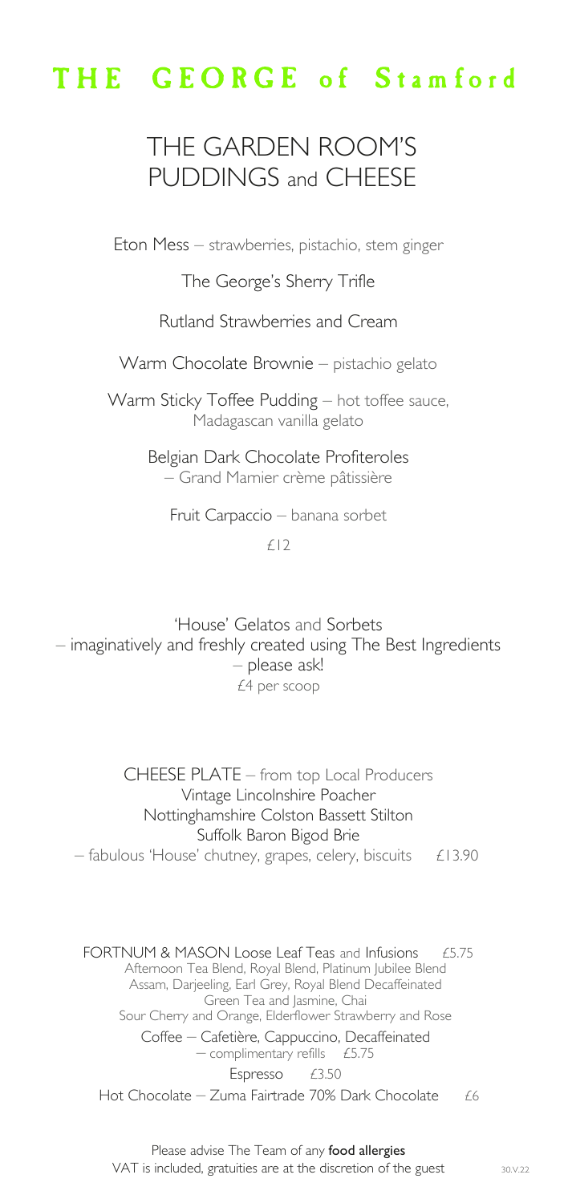# THE GEORGE of Stamford

## THE GARDEN ROOM'S PUDDINGS and CHEESE

Eton Mess – strawberries, pistachio, stem ginger

The George's Sherry Trifle

Rutland Strawberries and Cream

Warm Chocolate Brownie – pistachio gelato

Warm Sticky Toffee Pudding – hot toffee sauce, Madagascan vanilla gelato

Belgian Dark Chocolate Profiteroles – Grand Marnier crème pâtissière

Fruit Carpaccio – banana sorbet

£12

'House' Gelatos and Sorbets
– imaginatively and freshly created using The Best Ingredients
– please ask!
£4 per scoop

CHEESE PLATE – from top Local Producers
Vintage Lincolnshire Poacher
Nottinghamshire Colston Bassett Stilton
Suffolk Baron Bigod Brie
– fabulous 'House' chutney, grapes, celery, biscuits £13.90

FORTNUM & MASON Loose Leaf Teas and Infusions £5.75
Afternoon Tea Blend, Royal Blend, Platinum Jubilee Blend
Assam, Darjeeling, Earl Grey, Royal Blend Decaffeinated
Green Tea and Jasmine, Chai
Sour Cherry and Orange, Elderflower Strawberry and Rose

Coffee – Cafetière, Cappuccino, Decaffeinated
– complimentary refills £5.75

Espresso £3.50

Hot Chocolate – Zuma Fairtrade 70% Dark Chocolate £6

Please advise The Team of any **food allergies**
VAT is included, gratuities are at the discretion of the guest

30.V.22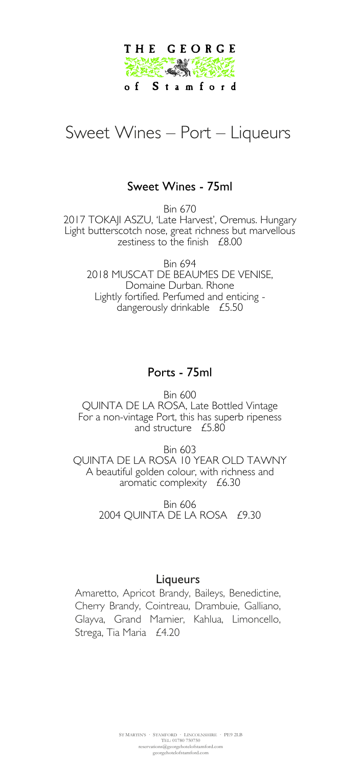THE GEORGE

of Stamford

# Sweet Wines – Port – Liqueurs

## Sweet Wines - 75ml

Bin 670
2017 TOKAJI ASZU, 'Late Harvest', Oremus. Hungary
Light butterscotch nose, great richness but marvellous zestiness to the finish £8.00

Bin 694
2018 MUSCAT DE BEAUMES DE VENISE, Domaine Durban. Rhone
Lightly fortified. Perfumed and enticing - dangerously drinkable £5.50

## Ports - 75ml

Bin 600
QUINTA DE LA ROSA, Late Bottled Vintage
For a non-vintage Port, this has superb ripeness and structure £5.80

Bin 603
QUINTA DE LA ROSA 10 YEAR OLD TAWNY
A beautiful golden colour, with richness and aromatic complexity £6.30

Bin 606
2004 QUINTA DE LA ROSA £9.30

## Liqueurs

Amaretto, Apricot Brandy, Baileys, Benedictine, Cherry Brandy, Cointreau, Drambuie, Galliano, Glayva, Grand Marnier, Kahlua, Limoncello, Strega, Tia Maria £4.20

ST MARTIN'S · STAMFORD · LINCOLNSHIRE · PE9 2LB
TEL: 01780 750750
reservations@georgehotelofstamford.com
georgehotelofstamford.com